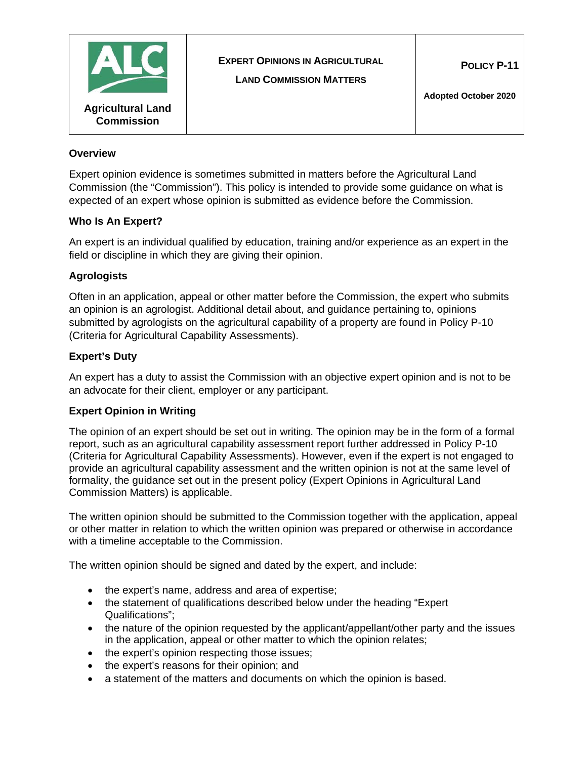Agricultural Land Commission

# Expert Opinions in Agricultural Land Commission Matters

**Policy P-11**

**Adopted October 2020**

### Overview

Expert opinion evidence is sometimes submitted in matters before the Agricultural Land Commission (the "Commission"). This policy is intended to provide some guidance on what is expected of an expert whose opinion is submitted as evidence before the Commission.

### Who Is An Expert?

An expert is an individual qualified by education, training and/or experience as an expert in the field or discipline in which they are giving their opinion.

### Agrologists

Often in an application, appeal or other matter before the Commission, the expert who submits an opinion is an agrologist. Additional detail about, and guidance pertaining to, opinions submitted by agrologists on the agricultural capability of a property are found in Policy P-10 (Criteria for Agricultural Capability Assessments).

### Expert's Duty

An expert has a duty to assist the Commission with an objective expert opinion and is not to be an advocate for their client, employer or any participant.

### Expert Opinion in Writing

The opinion of an expert should be set out in writing. The opinion may be in the form of a formal report, such as an agricultural capability assessment report further addressed in Policy P-10 (Criteria for Agricultural Capability Assessments). However, even if the expert is not engaged to provide an agricultural capability assessment and the written opinion is not at the same level of formality, the guidance set out in the present policy (Expert Opinions in Agricultural Land Commission Matters) is applicable.

The written opinion should be submitted to the Commission together with the application, appeal or other matter in relation to which the written opinion was prepared or otherwise in accordance with a timeline acceptable to the Commission.

The written opinion should be signed and dated by the expert, and include:

- the expert's name, address and area of expertise;
- the statement of qualifications described below under the heading "Expert Qualifications";
- the nature of the opinion requested by the applicant/appellant/other party and the issues in the application, appeal or other matter to which the opinion relates;
- the expert's opinion respecting those issues;
- the expert's reasons for their opinion; and
- a statement of the matters and documents on which the opinion is based.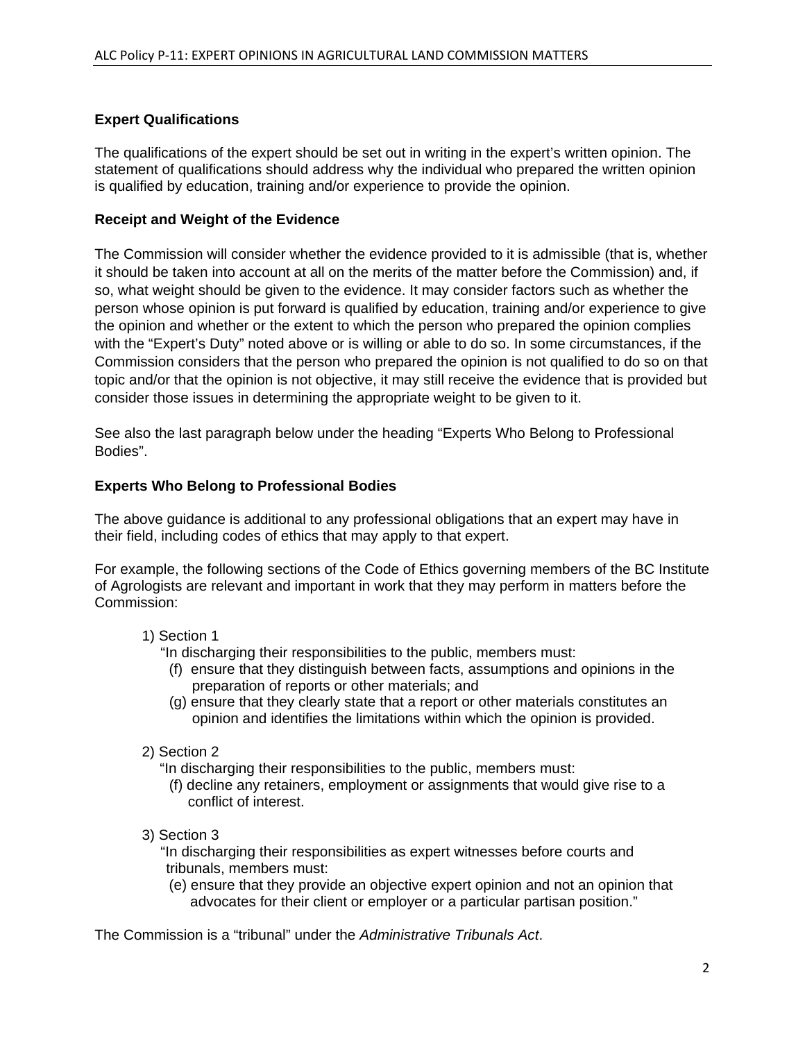### Expert Qualifications

The qualifications of the expert should be set out in writing in the expert's written opinion. The statement of qualifications should address why the individual who prepared the written opinion is qualified by education, training and/or experience to provide the opinion.

### Receipt and Weight of the Evidence

The Commission will consider whether the evidence provided to it is admissible (that is, whether it should be taken into account at all on the merits of the matter before the Commission) and, if so, what weight should be given to the evidence. It may consider factors such as whether the person whose opinion is put forward is qualified by education, training and/or experience to give the opinion and whether or the extent to which the person who prepared the opinion complies with the "Expert's Duty" noted above or is willing or able to do so. In some circumstances, if the Commission considers that the person who prepared the opinion is not qualified to do so on that topic and/or that the opinion is not objective, it may still receive the evidence that is provided but consider those issues in determining the appropriate weight to be given to it.

See also the last paragraph below under the heading "Experts Who Belong to Professional Bodies".

### Experts Who Belong to Professional Bodies

The above guidance is additional to any professional obligations that an expert may have in their field, including codes of ethics that may apply to that expert.

For example, the following sections of the Code of Ethics governing members of the BC Institute of Agrologists are relevant and important in work that they may perform in matters before the Commission:

1) Section 1
   "In discharging their responsibilities to the public, members must:
   - (f) ensure that they distinguish between facts, assumptions and opinions in the preparation of reports or other materials; and
   - (g) ensure that they clearly state that a report or other materials constitutes an opinion and identifies the limitations within which the opinion is provided.

2) Section 2
   "In discharging their responsibilities to the public, members must:
   - (f) decline any retainers, employment or assignments that would give rise to a conflict of interest.

3) Section 3
   "In discharging their responsibilities as expert witnesses before courts and tribunals, members must:
   - (e) ensure that they provide an objective expert opinion and not an opinion that advocates for their client or employer or a particular partisan position."

The Commission is a "tribunal" under the *Administrative Tribunals Act*.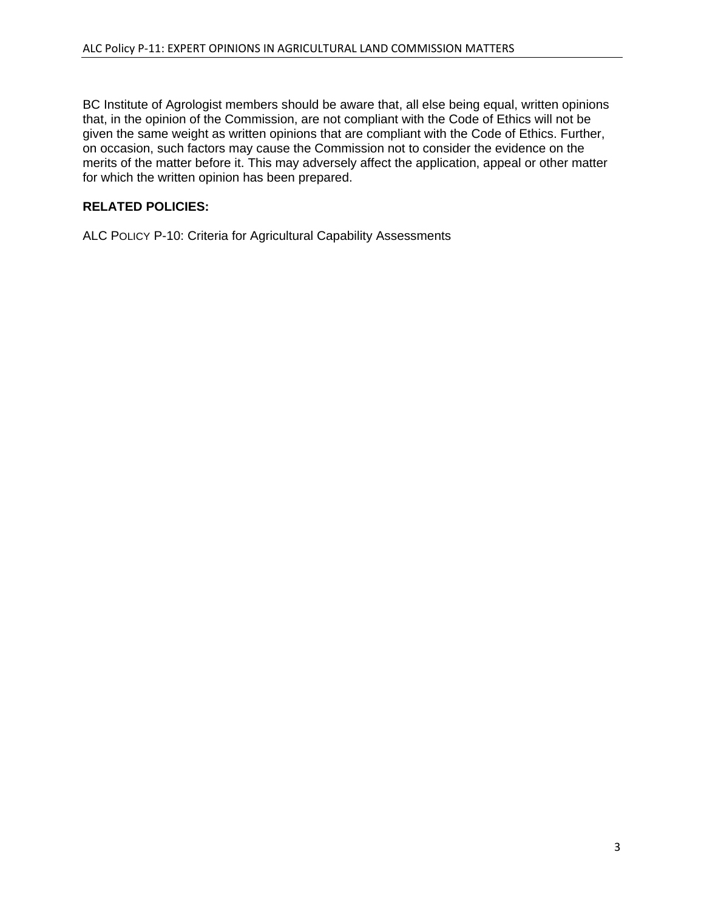BC Institute of Agrologist members should be aware that, all else being equal, written opinions that, in the opinion of the Commission, are not compliant with the Code of Ethics will not be given the same weight as written opinions that are compliant with the Code of Ethics. Further, on occasion, such factors may cause the Commission not to consider the evidence on the merits of the matter before it. This may adversely affect the application, appeal or other matter for which the written opinion has been prepared.

**RELATED POLICIES:**

ALC POLICY P-10: Criteria for Agricultural Capability Assessments